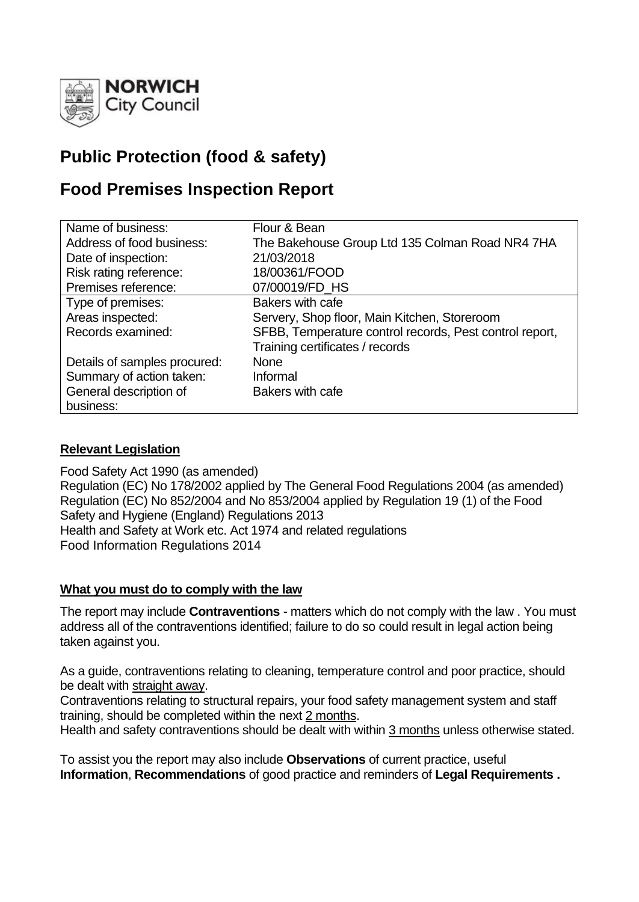**NORWICH City Council**

# Public Protection (food & safety)

# Food Premises Inspection Report

| | |
|---|---|
| Name of business: | Flour & Bean |
| Address of food business: | The Bakehouse Group Ltd 135 Colman Road NR4 7HA |
| Date of inspection: | 21/03/2018 |
| Risk rating reference: | 18/00361/FOOD |
| Premises reference: | 07/00019/FD_HS |
| Type of premises: | Bakers with cafe |
| Areas inspected: | Servery, Shop floor, Main Kitchen, Storeroom |
| Records examined: | SFBB, Temperature control records, Pest control report, Training certificates / records |
| Details of samples procured: | None |
| Summary of action taken: | Informal |
| General description of business: | Bakers with cafe |

## Relevant Legislation

Food Safety Act 1990 (as amended)
Regulation (EC) No 178/2002 applied by The General Food Regulations 2004 (as amended)
Regulation (EC) No 852/2004 and No 853/2004 applied by Regulation 19 (1) of the Food Safety and Hygiene (England) Regulations 2013
Health and Safety at Work etc. Act 1974 and related regulations
Food Information Regulations 2014

## What you must do to comply with the law

The report may include **Contraventions** - matters which do not comply with the law . You must address all of the contraventions identified; failure to do so could result in legal action being taken against you.

As a guide, contraventions relating to cleaning, temperature control and poor practice, should be dealt with straight away.
Contraventions relating to structural repairs, your food safety management system and staff training, should be completed within the next 2 months.
Health and safety contraventions should be dealt with within 3 months unless otherwise stated.

To assist you the report may also include **Observations** of current practice, useful **Information**, **Recommendations** of good practice and reminders of **Legal Requirements .**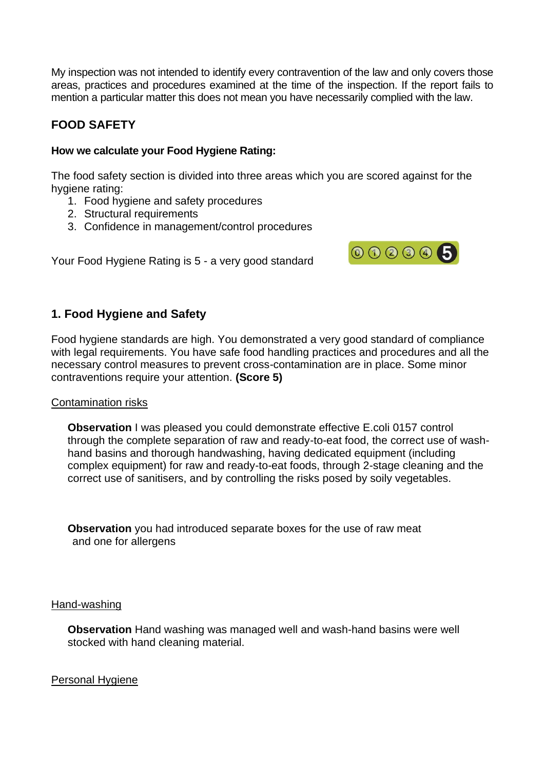My inspection was not intended to identify every contravention of the law and only covers those areas, practices and procedures examined at the time of the inspection. If the report fails to mention a particular matter this does not mean you have necessarily complied with the law.

## FOOD SAFETY

**How we calculate your Food Hygiene Rating:**

The food safety section is divided into three areas which you are scored against for the hygiene rating:

1. Food hygiene and safety procedures
2. Structural requirements
3. Confidence in management/control procedures

Your Food Hygiene Rating is 5 - a very good standard

### 1. Food Hygiene and Safety

Food hygiene standards are high. You demonstrated a very good standard of compliance with legal requirements. You have safe food handling practices and procedures and all the necessary control measures to prevent cross-contamination are in place. Some minor contraventions require your attention. **(Score 5)**

Contamination risks

**Observation** I was pleased you could demonstrate effective E.coli 0157 control through the complete separation of raw and ready-to-eat food, the correct use of wash-hand basins and thorough handwashing, having dedicated equipment (including complex equipment) for raw and ready-to-eat foods, through 2-stage cleaning and the correct use of sanitisers, and by controlling the risks posed by soily vegetables.

**Observation** you had introduced separate boxes for the use of raw meat and one for allergens

Hand-washing

**Observation** Hand washing was managed well and wash-hand basins were well stocked with hand cleaning material.

Personal Hygiene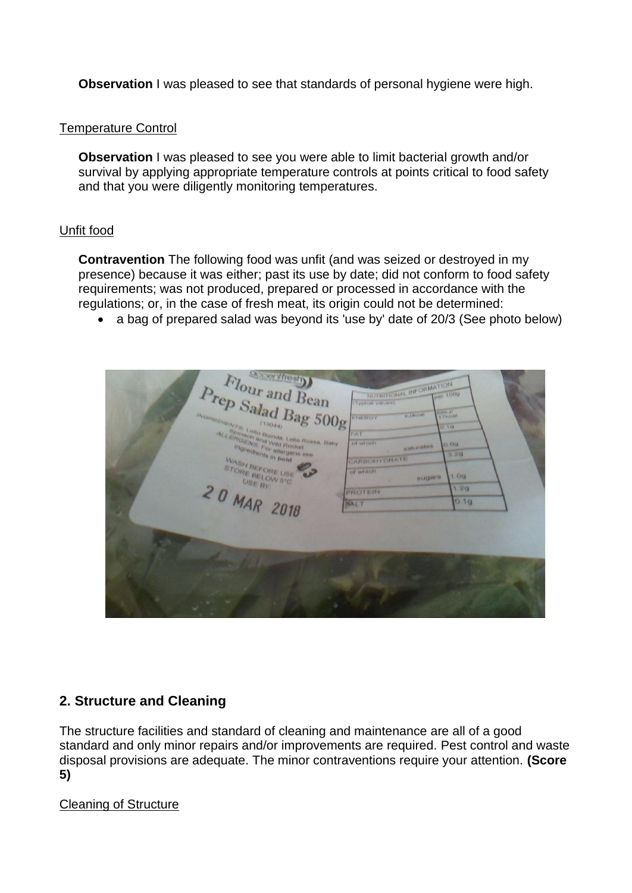**Observation** I was pleased to see that standards of personal hygiene were high.

Temperature Control

**Observation** I was pleased to see you were able to limit bacterial growth and/or survival by applying appropriate temperature controls at points critical to food safety and that you were diligently monitoring temperatures.

Unfit food

**Contravention** The following food was unfit (and was seized or destroyed in my presence) because it was either; past its use by date; did not conform to food safety requirements; was not produced, prepared or processed in accordance with the regulations; or, in the case of fresh meat, its origin could not be determined:

- a bag of prepared salad was beyond its 'use by' date of 20/3 (See photo below)

## 2. Structure and Cleaning

The structure facilities and standard of cleaning and maintenance are all of a good standard and only minor repairs and/or improvements are required. Pest control and waste disposal provisions are adequate. The minor contraventions require your attention. **(Score 5)**

Cleaning of Structure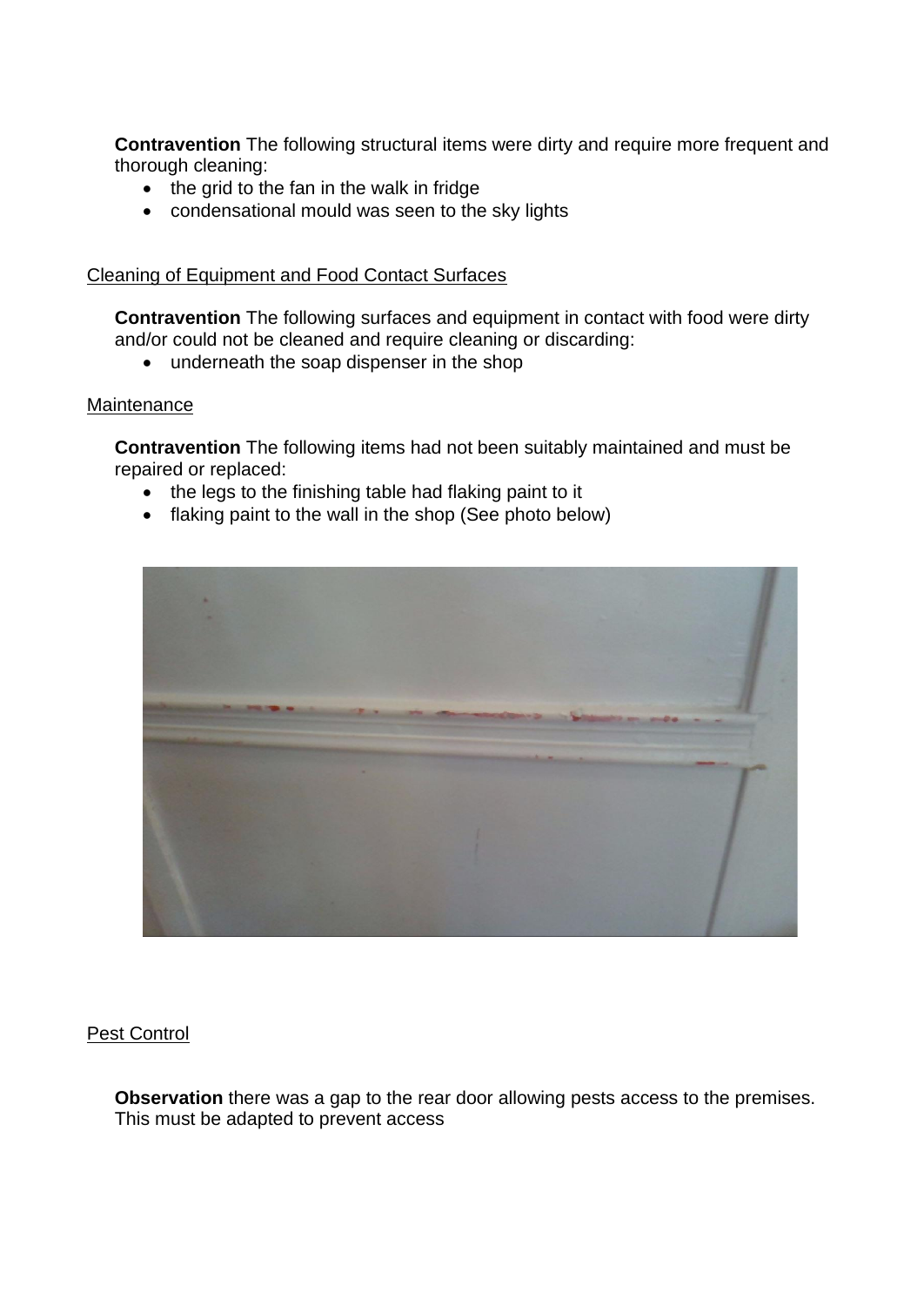**Contravention** The following structural items were dirty and require more frequent and thorough cleaning:

- the grid to the fan in the walk in fridge
- condensational mould was seen to the sky lights

Cleaning of Equipment and Food Contact Surfaces

**Contravention** The following surfaces and equipment in contact with food were dirty and/or could not be cleaned and require cleaning or discarding:

- underneath the soap dispenser in the shop

Maintenance

**Contravention** The following items had not been suitably maintained and must be repaired or replaced:

- the legs to the finishing table had flaking paint to it
- flaking paint to the wall in the shop (See photo below)

Pest Control

**Observation** there was a gap to the rear door allowing pests access to the premises. This must be adapted to prevent access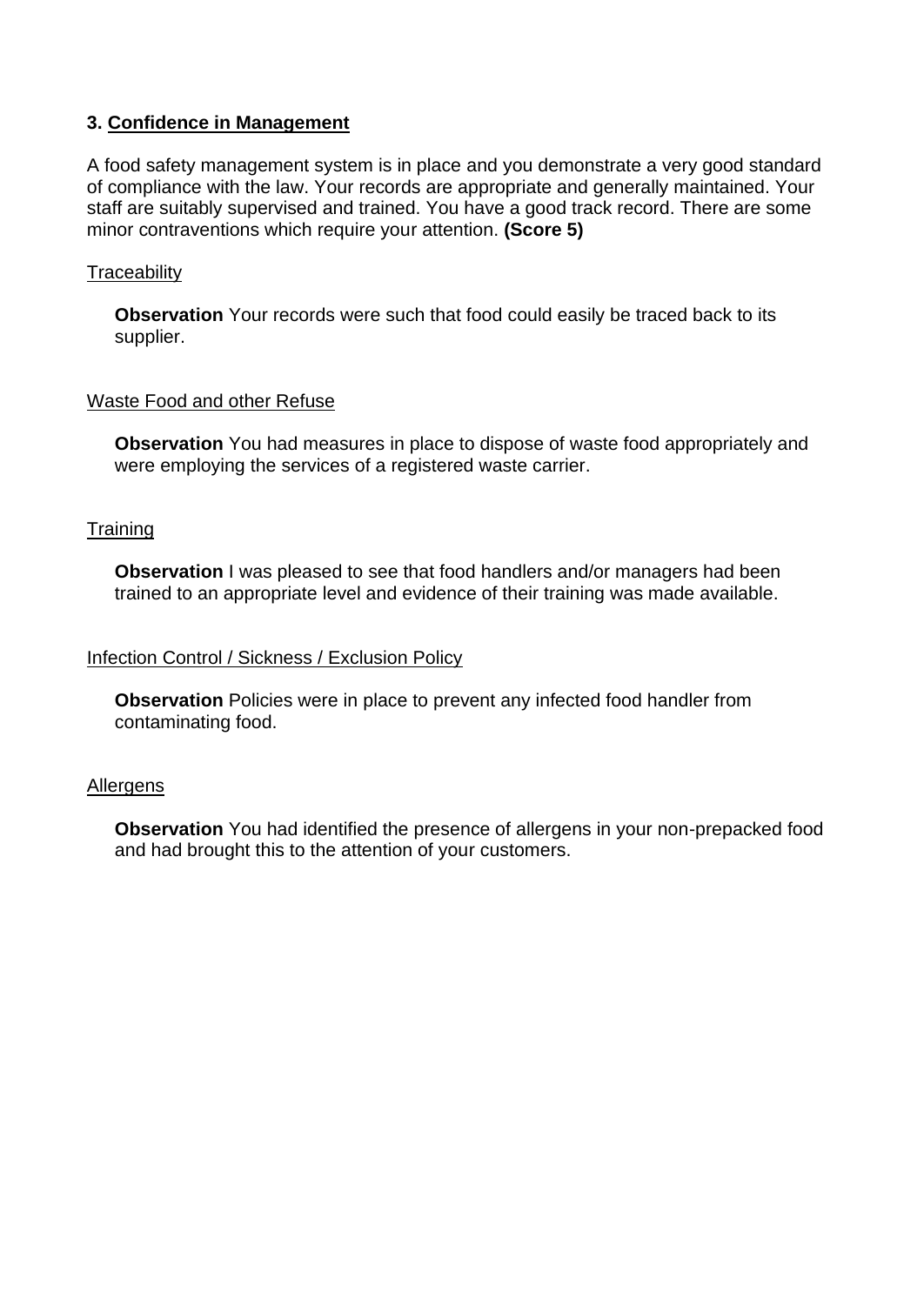### 3. Confidence in Management

A food safety management system is in place and you demonstrate a very good standard of compliance with the law. Your records are appropriate and generally maintained. Your staff are suitably supervised and trained. You have a good track record. There are some minor contraventions which require your attention. **(Score 5)**

Traceability

**Observation** Your records were such that food could easily be traced back to its supplier.

Waste Food and other Refuse

**Observation** You had measures in place to dispose of waste food appropriately and were employing the services of a registered waste carrier.

Training

**Observation** I was pleased to see that food handlers and/or managers had been trained to an appropriate level and evidence of their training was made available.

Infection Control / Sickness / Exclusion Policy

**Observation** Policies were in place to prevent any infected food handler from contaminating food.

Allergens

**Observation** You had identified the presence of allergens in your non-prepacked food and had brought this to the attention of your customers.